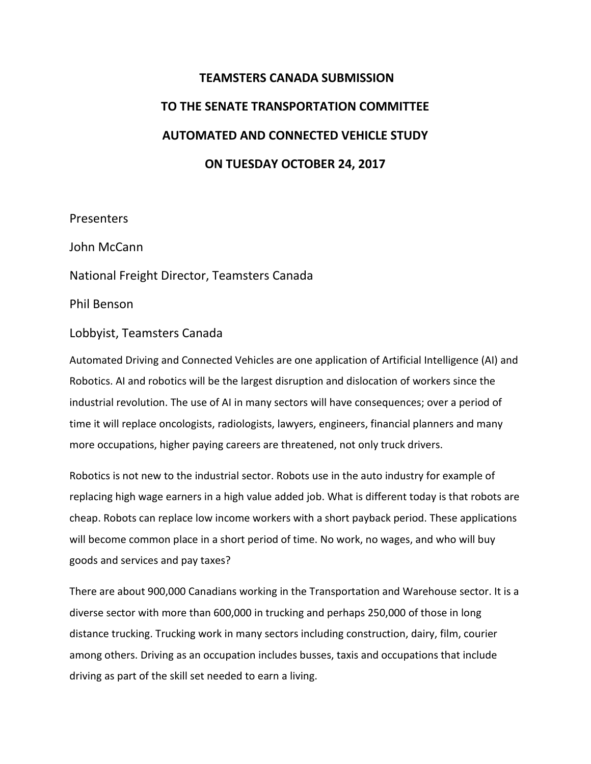# TEAMSTERS CANADA SUBMISSION

# TO THE SENATE TRANSPORTATION COMMITTEE

# AUTOMATED AND CONNECTED VEHICLE STUDY

# ON TUESDAY OCTOBER 24, 2017

Presenters

John McCann

National Freight Director, Teamsters Canada

Phil Benson

Lobbyist, Teamsters Canada

Automated Driving and Connected Vehicles are one application of Artificial Intelligence (AI) and Robotics. AI and robotics will be the largest disruption and dislocation of workers since the industrial revolution. The use of AI in many sectors will have consequences; over a period of time it will replace oncologists, radiologists, lawyers, engineers, financial planners and many more occupations, higher paying careers are threatened, not only truck drivers.

Robotics is not new to the industrial sector. Robots use in the auto industry for example of replacing high wage earners in a high value added job. What is different today is that robots are cheap. Robots can replace low income workers with a short payback period. These applications will become common place in a short period of time. No work, no wages, and who will buy goods and services and pay taxes?

There are about 900,000 Canadians working in the Transportation and Warehouse sector. It is a diverse sector with more than 600,000 in trucking and perhaps 250,000 of those in long distance trucking. Trucking work in many sectors including construction, dairy, film, courier among others. Driving as an occupation includes busses, taxis and occupations that include driving as part of the skill set needed to earn a living.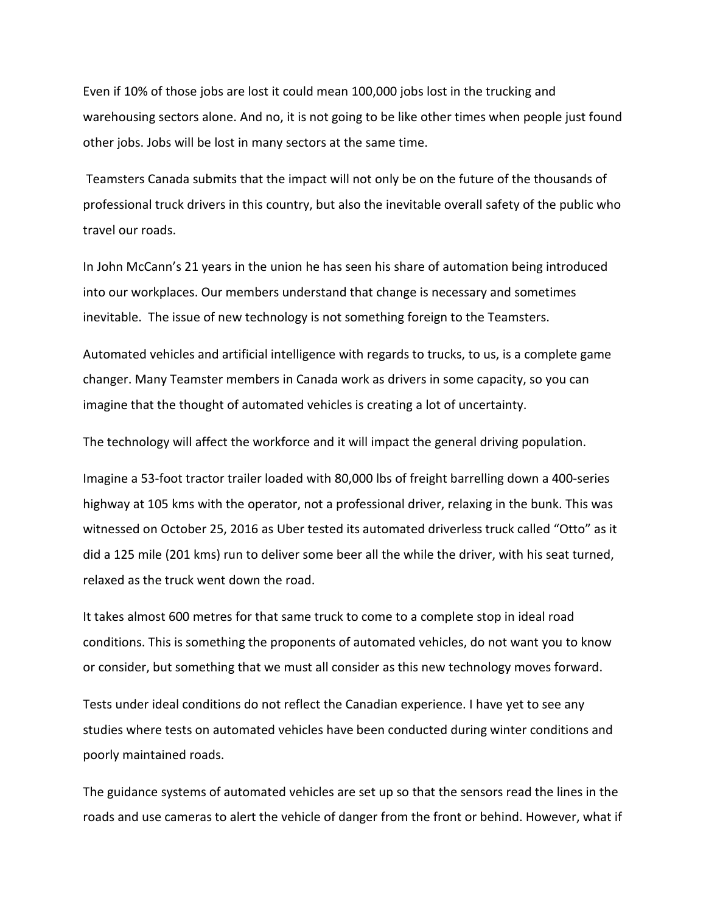Even if 10% of those jobs are lost it could mean 100,000 jobs lost in the trucking and warehousing sectors alone. And no, it is not going to be like other times when people just found other jobs. Jobs will be lost in many sectors at the same time.

Teamsters Canada submits that the impact will not only be on the future of the thousands of professional truck drivers in this country, but also the inevitable overall safety of the public who travel our roads.

In John McCann's 21 years in the union he has seen his share of automation being introduced into our workplaces. Our members understand that change is necessary and sometimes inevitable. The issue of new technology is not something foreign to the Teamsters.

Automated vehicles and artificial intelligence with regards to trucks, to us, is a complete game changer. Many Teamster members in Canada work as drivers in some capacity, so you can imagine that the thought of automated vehicles is creating a lot of uncertainty.

The technology will affect the workforce and it will impact the general driving population.

Imagine a 53-foot tractor trailer loaded with 80,000 lbs of freight barrelling down a 400-series highway at 105 kms with the operator, not a professional driver, relaxing in the bunk. This was witnessed on October 25, 2016 as Uber tested its automated driverless truck called "Otto" as it did a 125 mile (201 kms) run to deliver some beer all the while the driver, with his seat turned, relaxed as the truck went down the road.

It takes almost 600 metres for that same truck to come to a complete stop in ideal road conditions. This is something the proponents of automated vehicles, do not want you to know or consider, but something that we must all consider as this new technology moves forward.

Tests under ideal conditions do not reflect the Canadian experience. I have yet to see any studies where tests on automated vehicles have been conducted during winter conditions and poorly maintained roads.

The guidance systems of automated vehicles are set up so that the sensors read the lines in the roads and use cameras to alert the vehicle of danger from the front or behind. However, what if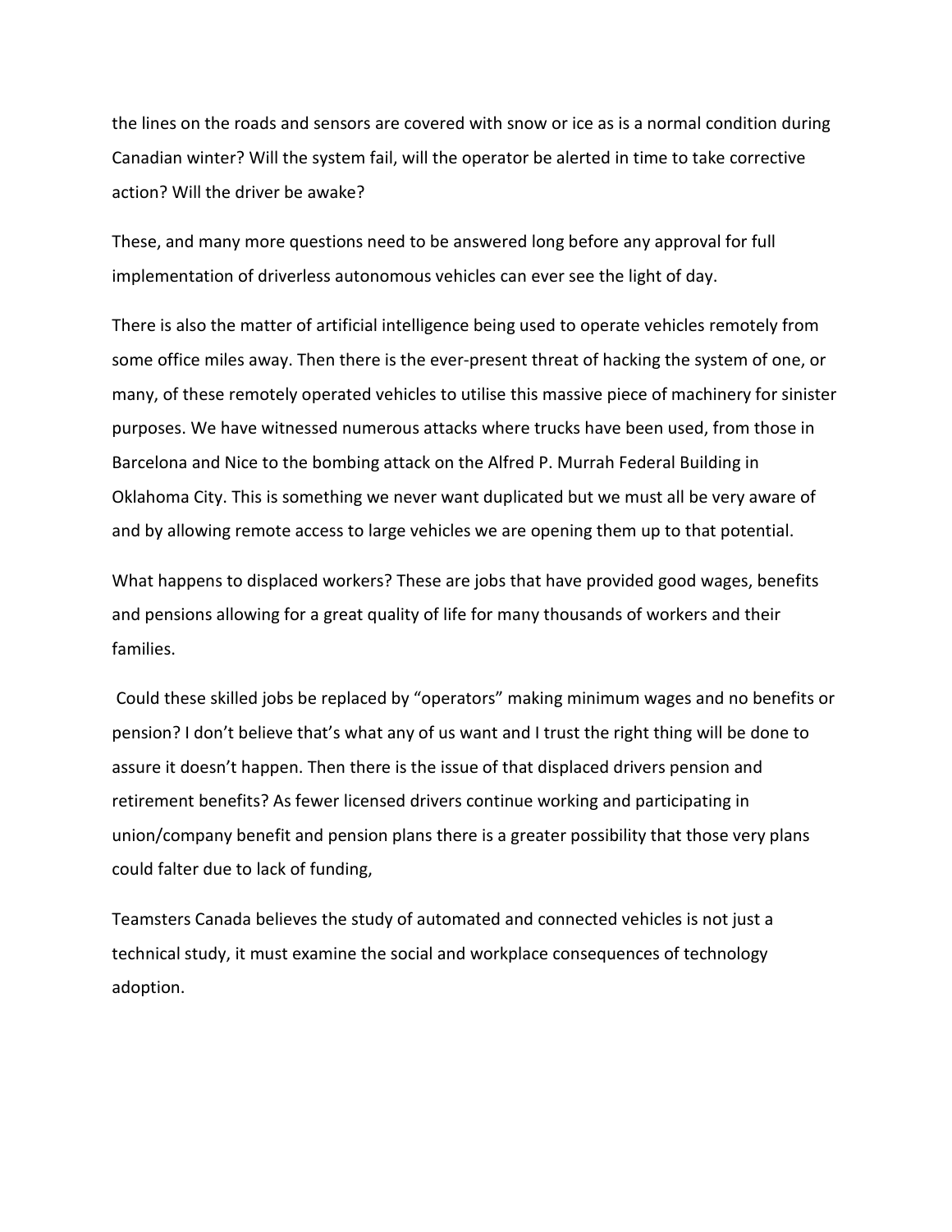the lines on the roads and sensors are covered with snow or ice as is a normal condition during Canadian winter? Will the system fail, will the operator be alerted in time to take corrective action? Will the driver be awake?

These, and many more questions need to be answered long before any approval for full implementation of driverless autonomous vehicles can ever see the light of day.

There is also the matter of artificial intelligence being used to operate vehicles remotely from some office miles away. Then there is the ever-present threat of hacking the system of one, or many, of these remotely operated vehicles to utilise this massive piece of machinery for sinister purposes. We have witnessed numerous attacks where trucks have been used, from those in Barcelona and Nice to the bombing attack on the Alfred P. Murrah Federal Building in Oklahoma City. This is something we never want duplicated but we must all be very aware of and by allowing remote access to large vehicles we are opening them up to that potential.

What happens to displaced workers? These are jobs that have provided good wages, benefits and pensions allowing for a great quality of life for many thousands of workers and their families.

Could these skilled jobs be replaced by "operators" making minimum wages and no benefits or pension? I don't believe that's what any of us want and I trust the right thing will be done to assure it doesn't happen. Then there is the issue of that displaced drivers pension and retirement benefits? As fewer licensed drivers continue working and participating in union/company benefit and pension plans there is a greater possibility that those very plans could falter due to lack of funding,

Teamsters Canada believes the study of automated and connected vehicles is not just a technical study, it must examine the social and workplace consequences of technology adoption.